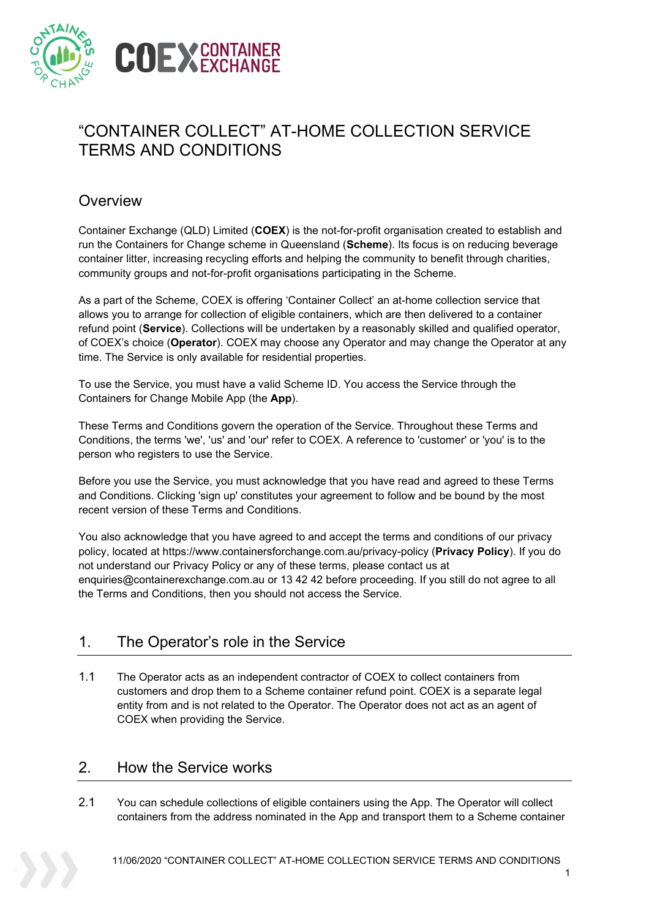# “CONTAINER COLLECT” AT-HOME COLLECTION SERVICE TERMS AND CONDITIONS

## Overview

Container Exchange (QLD) Limited (**COEX**) is the not-for-profit organisation created to establish and run the Containers for Change scheme in Queensland (**Scheme**). Its focus is on reducing beverage container litter, increasing recycling efforts and helping the community to benefit through charities, community groups and not-for-profit organisations participating in the Scheme.

As a part of the Scheme, COEX is offering ‘Container Collect’ an at-home collection service that allows you to arrange for collection of eligible containers, which are then delivered to a container refund point (**Service**). Collections will be undertaken by a reasonably skilled and qualified operator, of COEX’s choice (**Operator**). COEX may choose any Operator and may change the Operator at any time. The Service is only available for residential properties.

To use the Service, you must have a valid Scheme ID. You access the Service through the Containers for Change Mobile App (the **App**).

These Terms and Conditions govern the operation of the Service. Throughout these Terms and Conditions, the terms 'we', 'us' and 'our' refer to COEX. A reference to 'customer' or 'you' is to the person who registers to use the Service.

Before you use the Service, you must acknowledge that you have read and agreed to these Terms and Conditions. Clicking 'sign up' constitutes your agreement to follow and be bound by the most recent version of these Terms and Conditions.

You also acknowledge that you have agreed to and accept the terms and conditions of our privacy policy, located at https://www.containersforchange.com.au/privacy-policy (**Privacy Policy**). If you do not understand our Privacy Policy or any of these terms, please contact us at enquiries@containerexchange.com.au or 13 42 42 before proceeding. If you still do not agree to all the Terms and Conditions, then you should not access the Service.

## 1. The Operator’s role in the Service

1.1 The Operator acts as an independent contractor of COEX to collect containers from customers and drop them to a Scheme container refund point. COEX is a separate legal entity from and is not related to the Operator. The Operator does not act as an agent of COEX when providing the Service.

## 2. How the Service works

2.1 You can schedule collections of eligible containers using the App. The Operator will collect containers from the address nominated in the App and transport them to a Scheme container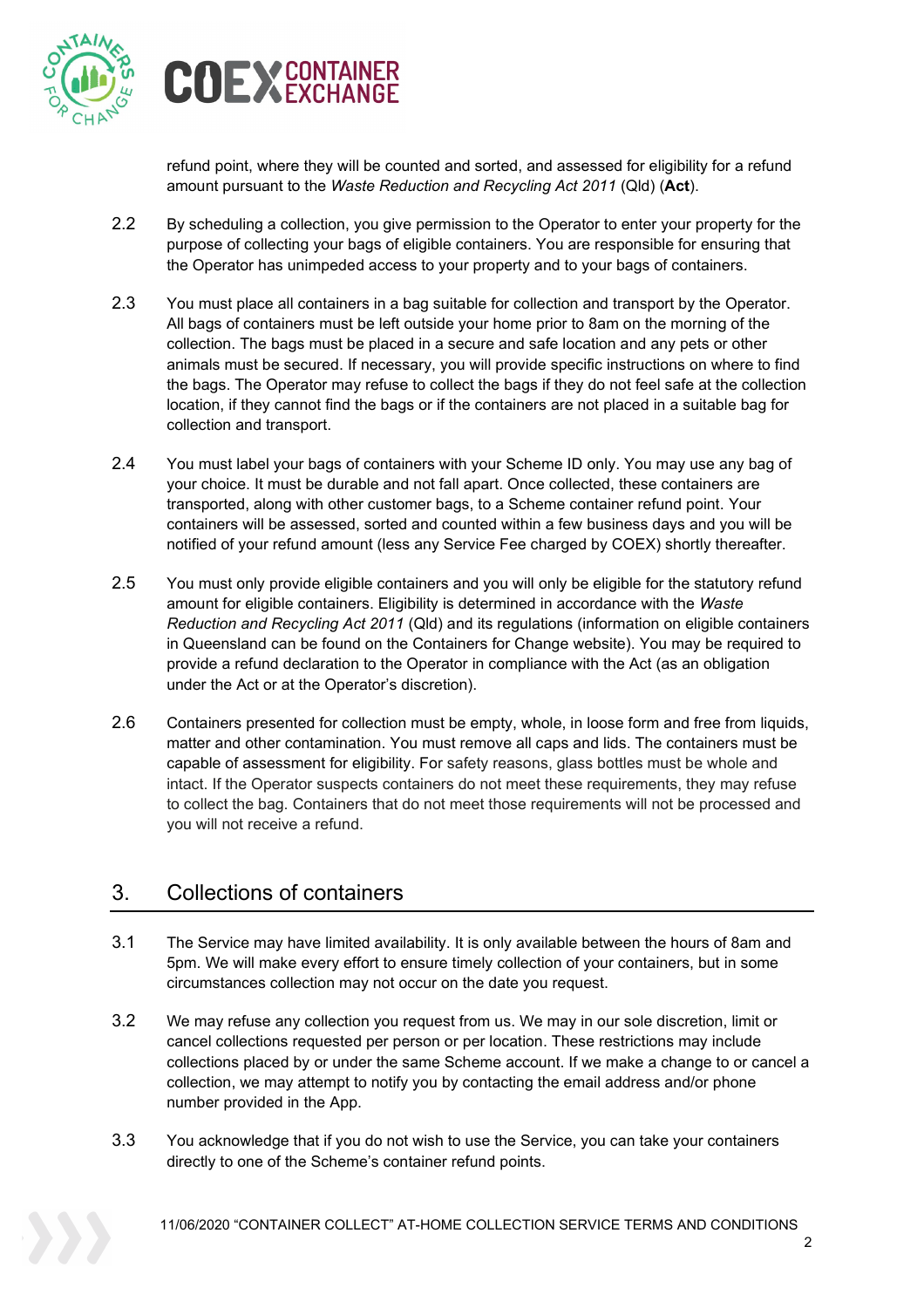refund point, where they will be counted and sorted, and assessed for eligibility for a refund amount pursuant to the *Waste Reduction and Recycling Act 2011* (Qld) (**Act**).

2.2 By scheduling a collection, you give permission to the Operator to enter your property for the purpose of collecting your bags of eligible containers. You are responsible for ensuring that the Operator has unimpeded access to your property and to your bags of containers.

2.3 You must place all containers in a bag suitable for collection and transport by the Operator. All bags of containers must be left outside your home prior to 8am on the morning of the collection. The bags must be placed in a secure and safe location and any pets or other animals must be secured. If necessary, you will provide specific instructions on where to find the bags. The Operator may refuse to collect the bags if they do not feel safe at the collection location, if they cannot find the bags or if the containers are not placed in a suitable bag for collection and transport.

2.4 You must label your bags of containers with your Scheme ID only. You may use any bag of your choice. It must be durable and not fall apart. Once collected, these containers are transported, along with other customer bags, to a Scheme container refund point. Your containers will be assessed, sorted and counted within a few business days and you will be notified of your refund amount (less any Service Fee charged by COEX) shortly thereafter.

2.5 You must only provide eligible containers and you will only be eligible for the statutory refund amount for eligible containers. Eligibility is determined in accordance with the *Waste Reduction and Recycling Act 2011* (Qld) and its regulations (information on eligible containers in Queensland can be found on the Containers for Change website). You may be required to provide a refund declaration to the Operator in compliance with the Act (as an obligation under the Act or at the Operator's discretion).

2.6 Containers presented for collection must be empty, whole, in loose form and free from liquids, matter and other contamination. You must remove all caps and lids. The containers must be capable of assessment for eligibility. For safety reasons, glass bottles must be whole and intact. If the Operator suspects containers do not meet these requirements, they may refuse to collect the bag. Containers that do not meet those requirements will not be processed and you will not receive a refund.

## 3. Collections of containers

3.1 The Service may have limited availability. It is only available between the hours of 8am and 5pm. We will make every effort to ensure timely collection of your containers, but in some circumstances collection may not occur on the date you request.

3.2 We may refuse any collection you request from us. We may in our sole discretion, limit or cancel collections requested per person or per location. These restrictions may include collections placed by or under the same Scheme account. If we make a change to or cancel a collection, we may attempt to notify you by contacting the email address and/or phone number provided in the App.

3.3 You acknowledge that if you do not wish to use the Service, you can take your containers directly to one of the Scheme's container refund points.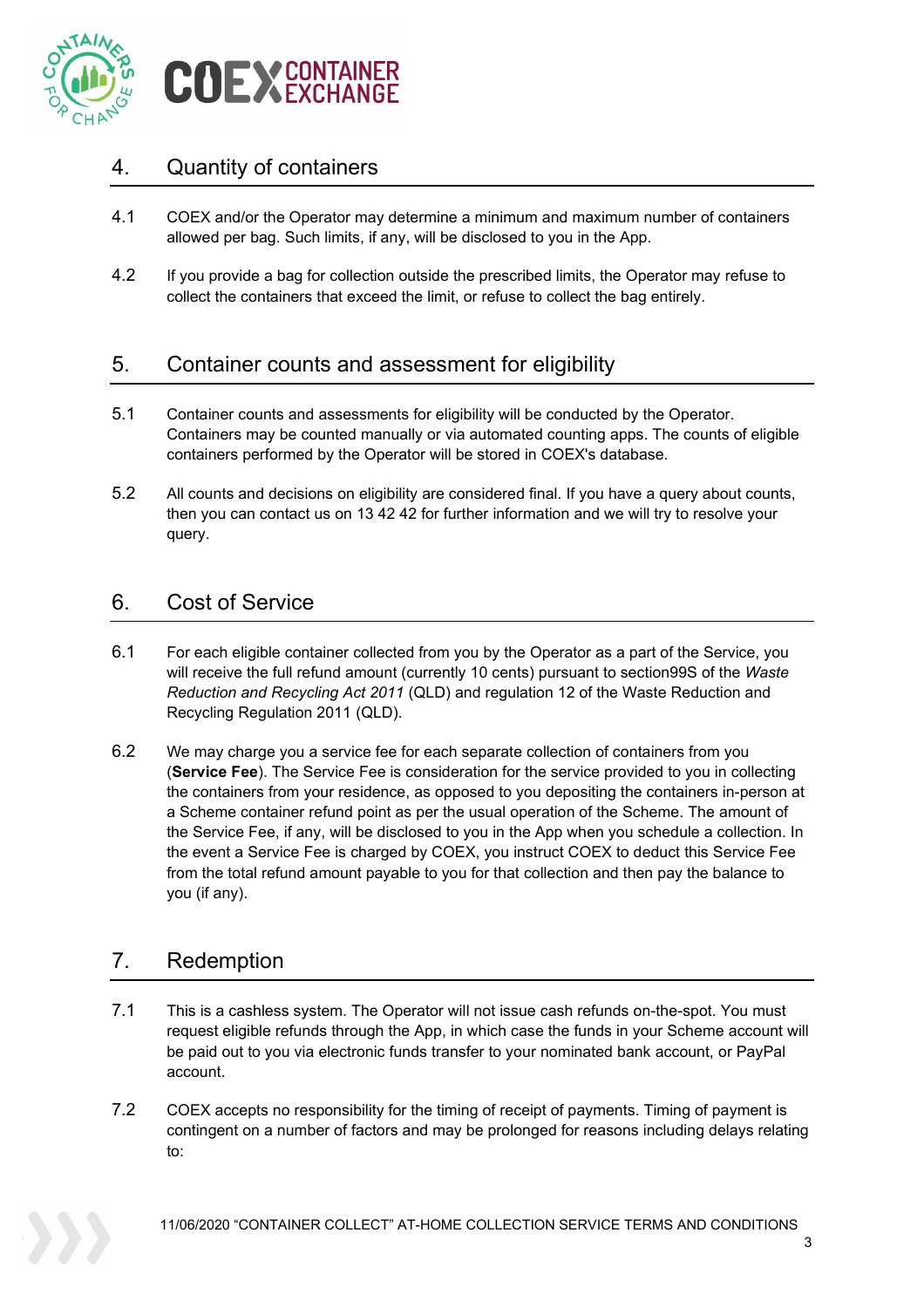## 4. Quantity of containers

4.1 COEX and/or the Operator may determine a minimum and maximum number of containers allowed per bag. Such limits, if any, will be disclosed to you in the App.

4.2 If you provide a bag for collection outside the prescribed limits, the Operator may refuse to collect the containers that exceed the limit, or refuse to collect the bag entirely.

## 5. Container counts and assessment for eligibility

5.1 Container counts and assessments for eligibility will be conducted by the Operator. Containers may be counted manually or via automated counting apps. The counts of eligible containers performed by the Operator will be stored in COEX's database.

5.2 All counts and decisions on eligibility are considered final. If you have a query about counts, then you can contact us on 13 42 42 for further information and we will try to resolve your query.

## 6. Cost of Service

6.1 For each eligible container collected from you by the Operator as a part of the Service, you will receive the full refund amount (currently 10 cents) pursuant to section99S of the *Waste Reduction and Recycling Act 2011* (QLD) and regulation 12 of the Waste Reduction and Recycling Regulation 2011 (QLD).

6.2 We may charge you a service fee for each separate collection of containers from you (**Service Fee**). The Service Fee is consideration for the service provided to you in collecting the containers from your residence, as opposed to you depositing the containers in-person at a Scheme container refund point as per the usual operation of the Scheme. The amount of the Service Fee, if any, will be disclosed to you in the App when you schedule a collection. In the event a Service Fee is charged by COEX, you instruct COEX to deduct this Service Fee from the total refund amount payable to you for that collection and then pay the balance to you (if any).

## 7. Redemption

7.1 This is a cashless system. The Operator will not issue cash refunds on-the-spot. You must request eligible refunds through the App, in which case the funds in your Scheme account will be paid out to you via electronic funds transfer to your nominated bank account, or PayPal account.

7.2 COEX accepts no responsibility for the timing of receipt of payments. Timing of payment is contingent on a number of factors and may be prolonged for reasons including delays relating to: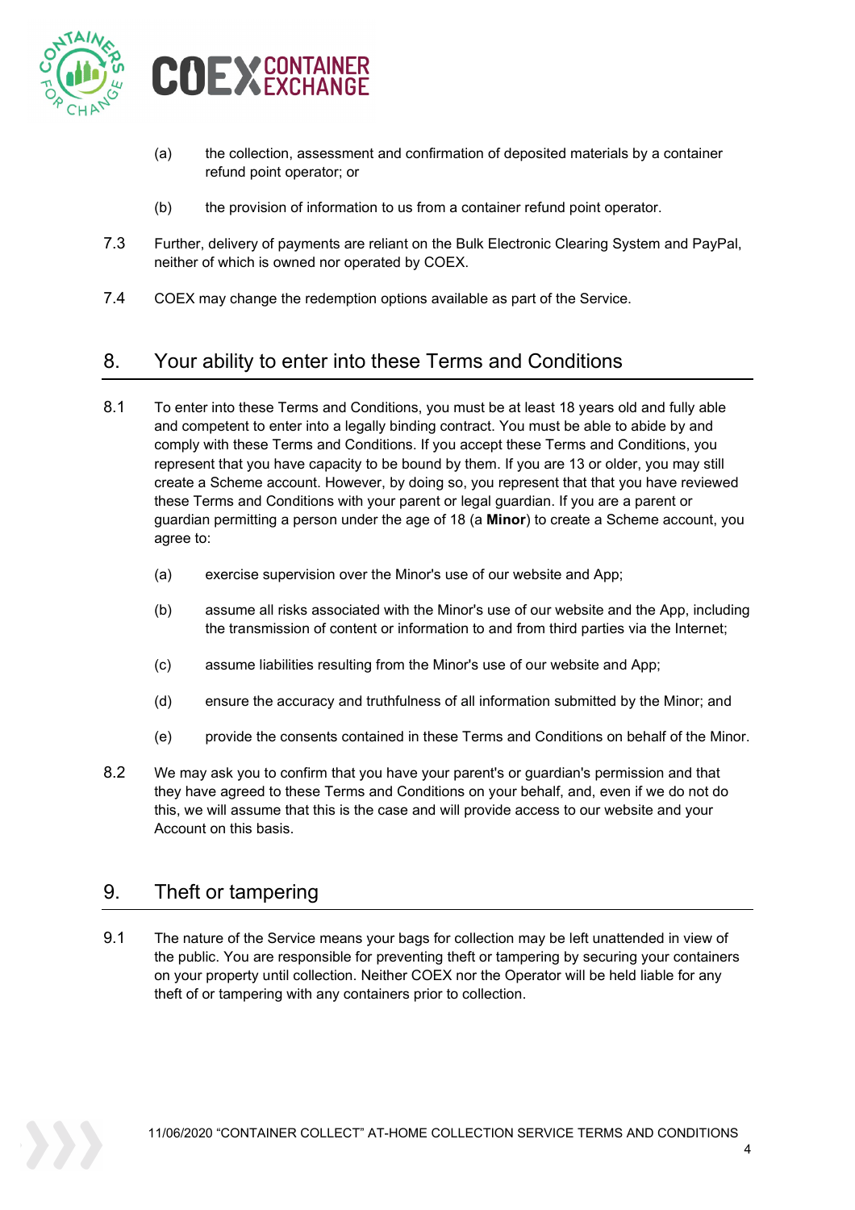(a) the collection, assessment and confirmation of deposited materials by a container refund point operator; or

(b) the provision of information to us from a container refund point operator.

7.3 Further, delivery of payments are reliant on the Bulk Electronic Clearing System and PayPal, neither of which is owned nor operated by COEX.

7.4 COEX may change the redemption options available as part of the Service.

## 8. Your ability to enter into these Terms and Conditions

8.1 To enter into these Terms and Conditions, you must be at least 18 years old and fully able and competent to enter into a legally binding contract. You must be able to abide by and comply with these Terms and Conditions. If you accept these Terms and Conditions, you represent that you have capacity to be bound by them. If you are 13 or older, you may still create a Scheme account. However, by doing so, you represent that that you have reviewed these Terms and Conditions with your parent or legal guardian. If you are a parent or guardian permitting a person under the age of 18 (a **Minor**) to create a Scheme account, you agree to:

(a) exercise supervision over the Minor's use of our website and App;

(b) assume all risks associated with the Minor's use of our website and the App, including the transmission of content or information to and from third parties via the Internet;

(c) assume liabilities resulting from the Minor's use of our website and App;

(d) ensure the accuracy and truthfulness of all information submitted by the Minor; and

(e) provide the consents contained in these Terms and Conditions on behalf of the Minor.

8.2 We may ask you to confirm that you have your parent's or guardian's permission and that they have agreed to these Terms and Conditions on your behalf, and, even if we do not do this, we will assume that this is the case and will provide access to our website and your Account on this basis.

## 9. Theft or tampering

9.1 The nature of the Service means your bags for collection may be left unattended in view of the public. You are responsible for preventing theft or tampering by securing your containers on your property until collection. Neither COEX nor the Operator will be held liable for any theft of or tampering with any containers prior to collection.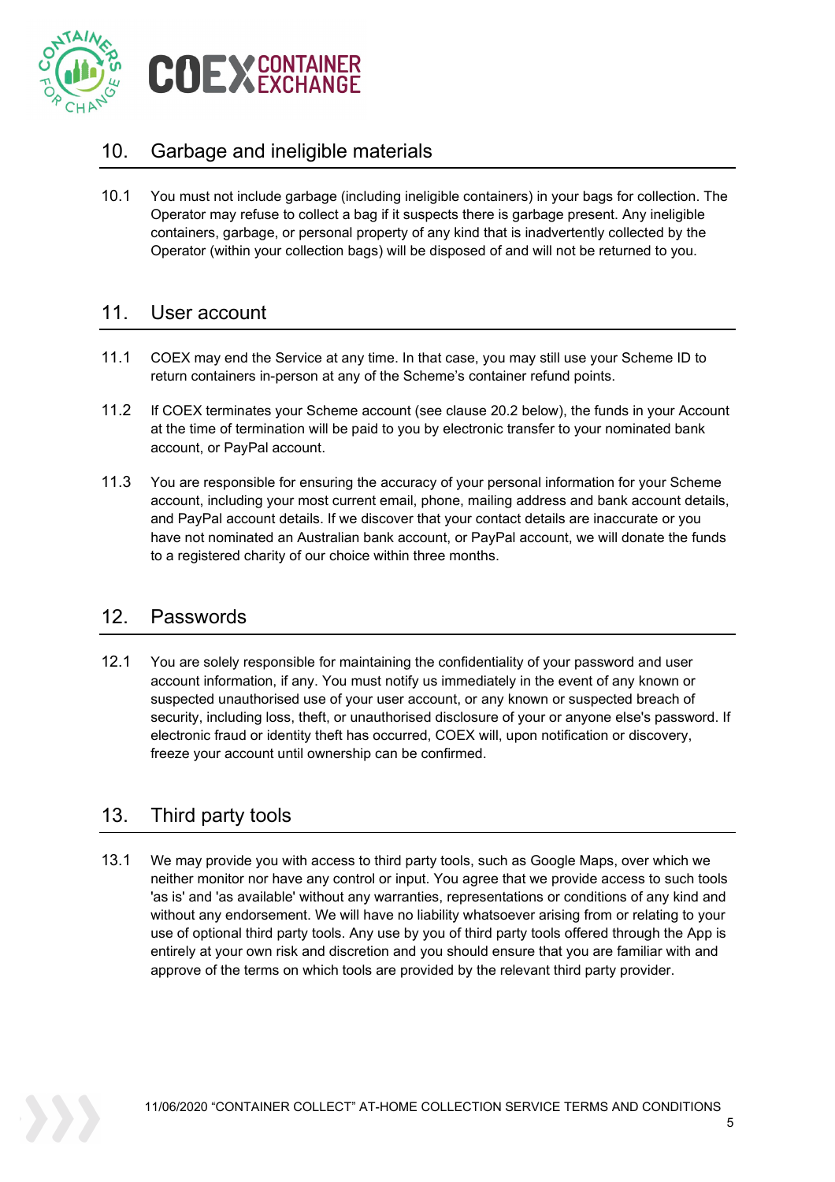## 10. Garbage and ineligible materials

10.1 You must not include garbage (including ineligible containers) in your bags for collection. The Operator may refuse to collect a bag if it suspects there is garbage present. Any ineligible containers, garbage, or personal property of any kind that is inadvertently collected by the Operator (within your collection bags) will be disposed of and will not be returned to you.

## 11. User account

11.1 COEX may end the Service at any time. In that case, you may still use your Scheme ID to return containers in-person at any of the Scheme's container refund points.

11.2 If COEX terminates your Scheme account (see clause 20.2 below), the funds in your Account at the time of termination will be paid to you by electronic transfer to your nominated bank account, or PayPal account.

11.3 You are responsible for ensuring the accuracy of your personal information for your Scheme account, including your most current email, phone, mailing address and bank account details, and PayPal account details. If we discover that your contact details are inaccurate or you have not nominated an Australian bank account, or PayPal account, we will donate the funds to a registered charity of our choice within three months.

## 12. Passwords

12.1 You are solely responsible for maintaining the confidentiality of your password and user account information, if any. You must notify us immediately in the event of any known or suspected unauthorised use of your user account, or any known or suspected breach of security, including loss, theft, or unauthorised disclosure of your or anyone else's password. If electronic fraud or identity theft has occurred, COEX will, upon notification or discovery, freeze your account until ownership can be confirmed.

## 13. Third party tools

13.1 We may provide you with access to third party tools, such as Google Maps, over which we neither monitor nor have any control or input. You agree that we provide access to such tools 'as is' and 'as available' without any warranties, representations or conditions of any kind and without any endorsement. We will have no liability whatsoever arising from or relating to your use of optional third party tools. Any use by you of third party tools offered through the App is entirely at your own risk and discretion and you should ensure that you are familiar with and approve of the terms on which tools are provided by the relevant third party provider.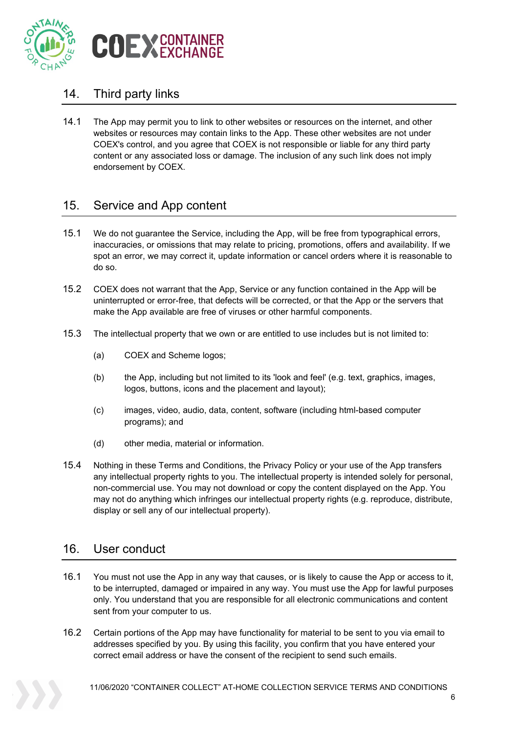## 14. Third party links

14.1 The App may permit you to link to other websites or resources on the internet, and other websites or resources may contain links to the App. These other websites are not under COEX's control, and you agree that COEX is not responsible or liable for any third party content or any associated loss or damage. The inclusion of any such link does not imply endorsement by COEX.

## 15. Service and App content

15.1 We do not guarantee the Service, including the App, will be free from typographical errors, inaccuracies, or omissions that may relate to pricing, promotions, offers and availability. If we spot an error, we may correct it, update information or cancel orders where it is reasonable to do so.

15.2 COEX does not warrant that the App, Service or any function contained in the App will be uninterrupted or error-free, that defects will be corrected, or that the App or the servers that make the App available are free of viruses or other harmful components.

15.3 The intellectual property that we own or are entitled to use includes but is not limited to:

(a) COEX and Scheme logos;

(b) the App, including but not limited to its 'look and feel' (e.g. text, graphics, images, logos, buttons, icons and the placement and layout);

(c) images, video, audio, data, content, software (including html-based computer programs); and

(d) other media, material or information.

15.4 Nothing in these Terms and Conditions, the Privacy Policy or your use of the App transfers any intellectual property rights to you. The intellectual property is intended solely for personal, non-commercial use. You may not download or copy the content displayed on the App. You may not do anything which infringes our intellectual property rights (e.g. reproduce, distribute, display or sell any of our intellectual property).

## 16. User conduct

16.1 You must not use the App in any way that causes, or is likely to cause the App or access to it, to be interrupted, damaged or impaired in any way. You must use the App for lawful purposes only. You understand that you are responsible for all electronic communications and content sent from your computer to us.

16.2 Certain portions of the App may have functionality for material to be sent to you via email to addresses specified by you. By using this facility, you confirm that you have entered your correct email address or have the consent of the recipient to send such emails.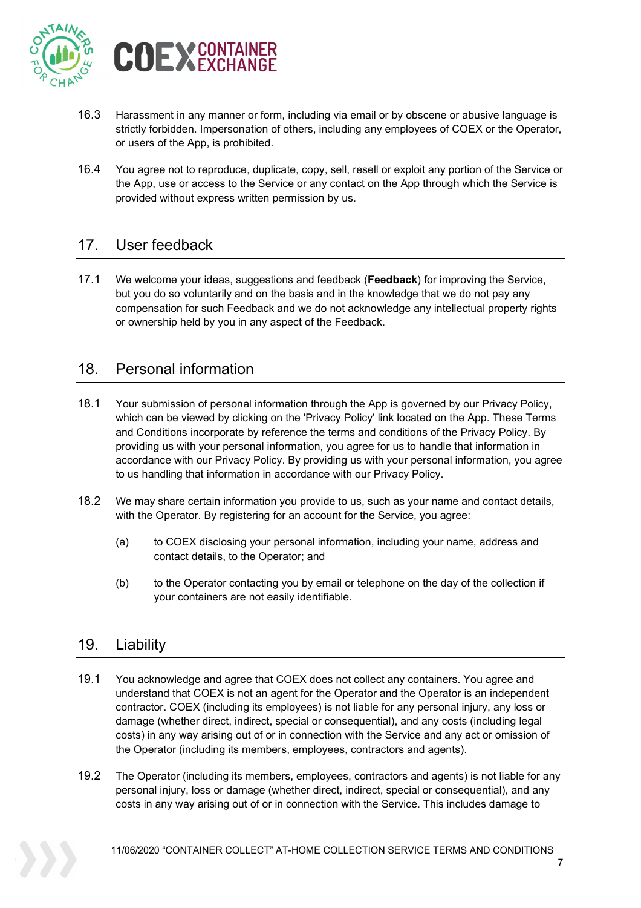16.3 Harassment in any manner or form, including via email or by obscene or abusive language is strictly forbidden. Impersonation of others, including any employees of COEX or the Operator, or users of the App, is prohibited.

16.4 You agree not to reproduce, duplicate, copy, sell, resell or exploit any portion of the Service or the App, use or access to the Service or any contact on the App through which the Service is provided without express written permission by us.

## 17. User feedback

17.1 We welcome your ideas, suggestions and feedback (**Feedback**) for improving the Service, but you do so voluntarily and on the basis and in the knowledge that we do not pay any compensation for such Feedback and we do not acknowledge any intellectual property rights or ownership held by you in any aspect of the Feedback.

## 18. Personal information

18.1 Your submission of personal information through the App is governed by our Privacy Policy, which can be viewed by clicking on the 'Privacy Policy' link located on the App. These Terms and Conditions incorporate by reference the terms and conditions of the Privacy Policy. By providing us with your personal information, you agree for us to handle that information in accordance with our Privacy Policy. By providing us with your personal information, you agree to us handling that information in accordance with our Privacy Policy.

18.2 We may share certain information you provide to us, such as your name and contact details, with the Operator. By registering for an account for the Service, you agree:

(a) to COEX disclosing your personal information, including your name, address and contact details, to the Operator; and

(b) to the Operator contacting you by email or telephone on the day of the collection if your containers are not easily identifiable.

## 19. Liability

19.1 You acknowledge and agree that COEX does not collect any containers. You agree and understand that COEX is not an agent for the Operator and the Operator is an independent contractor. COEX (including its employees) is not liable for any personal injury, any loss or damage (whether direct, indirect, special or consequential), and any costs (including legal costs) in any way arising out of or in connection with the Service and any act or omission of the Operator (including its members, employees, contractors and agents).

19.2 The Operator (including its members, employees, contractors and agents) is not liable for any personal injury, loss or damage (whether direct, indirect, special or consequential), and any costs in any way arising out of or in connection with the Service. This includes damage to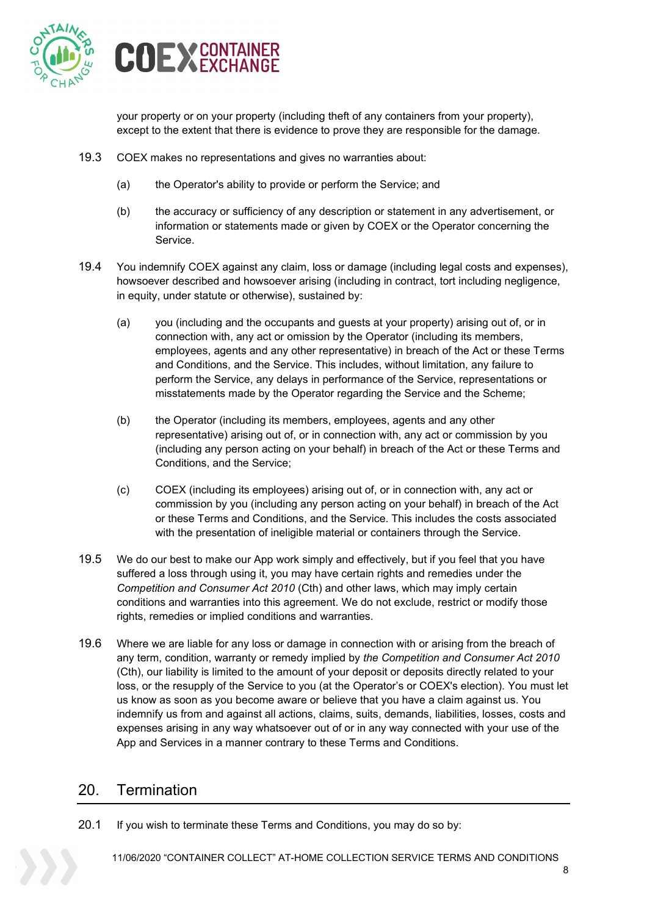your property or on your property (including theft of any containers from your property), except to the extent that there is evidence to prove they are responsible for the damage.

19.3 COEX makes no representations and gives no warranties about:

(a) the Operator's ability to provide or perform the Service; and

(b) the accuracy or sufficiency of any description or statement in any advertisement, or information or statements made or given by COEX or the Operator concerning the Service.

19.4 You indemnify COEX against any claim, loss or damage (including legal costs and expenses), howsoever described and howsoever arising (including in contract, tort including negligence, in equity, under statute or otherwise), sustained by:

(a) you (including and the occupants and guests at your property) arising out of, or in connection with, any act or omission by the Operator (including its members, employees, agents and any other representative) in breach of the Act or these Terms and Conditions, and the Service. This includes, without limitation, any failure to perform the Service, any delays in performance of the Service, representations or misstatements made by the Operator regarding the Service and the Scheme;

(b) the Operator (including its members, employees, agents and any other representative) arising out of, or in connection with, any act or commission by you (including any person acting on your behalf) in breach of the Act or these Terms and Conditions, and the Service;

(c) COEX (including its employees) arising out of, or in connection with, any act or commission by you (including any person acting on your behalf) in breach of the Act or these Terms and Conditions, and the Service. This includes the costs associated with the presentation of ineligible material or containers through the Service.

19.5 We do our best to make our App work simply and effectively, but if you feel that you have suffered a loss through using it, you may have certain rights and remedies under the *Competition and Consumer Act 2010* (Cth) and other laws, which may imply certain conditions and warranties into this agreement. We do not exclude, restrict or modify those rights, remedies or implied conditions and warranties.

19.6 Where we are liable for any loss or damage in connection with or arising from the breach of any term, condition, warranty or remedy implied by *the Competition and Consumer Act 2010* (Cth), our liability is limited to the amount of your deposit or deposits directly related to your loss, or the resupply of the Service to you (at the Operator's or COEX's election). You must let us know as soon as you become aware or believe that you have a claim against us. You indemnify us from and against all actions, claims, suits, demands, liabilities, losses, costs and expenses arising in any way whatsoever out of or in any way connected with your use of the App and Services in a manner contrary to these Terms and Conditions.

## 20. Termination

20.1 If you wish to terminate these Terms and Conditions, you may do so by: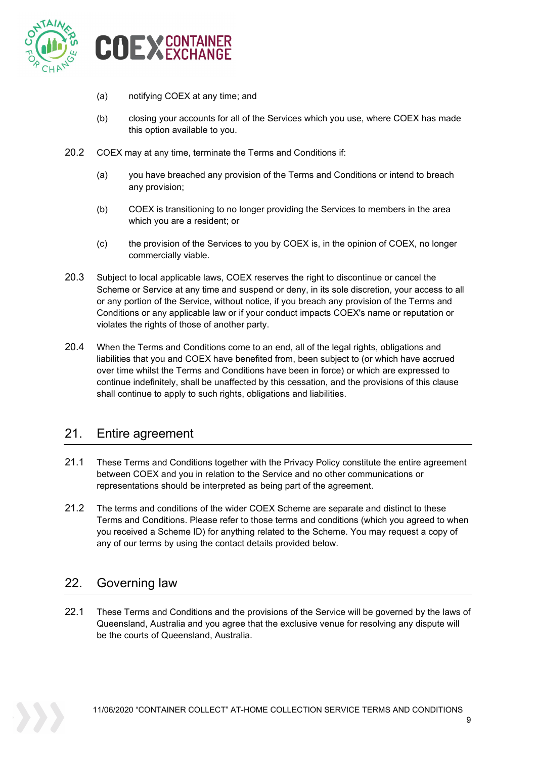(a) notifying COEX at any time; and

(b) closing your accounts for all of the Services which you use, where COEX has made this option available to you.

20.2 COEX may at any time, terminate the Terms and Conditions if:

(a) you have breached any provision of the Terms and Conditions or intend to breach any provision;

(b) COEX is transitioning to no longer providing the Services to members in the area which you are a resident; or

(c) the provision of the Services to you by COEX is, in the opinion of COEX, no longer commercially viable.

20.3 Subject to local applicable laws, COEX reserves the right to discontinue or cancel the Scheme or Service at any time and suspend or deny, in its sole discretion, your access to all or any portion of the Service, without notice, if you breach any provision of the Terms and Conditions or any applicable law or if your conduct impacts COEX's name or reputation or violates the rights of those of another party.

20.4 When the Terms and Conditions come to an end, all of the legal rights, obligations and liabilities that you and COEX have benefited from, been subject to (or which have accrued over time whilst the Terms and Conditions have been in force) or which are expressed to continue indefinitely, shall be unaffected by this cessation, and the provisions of this clause shall continue to apply to such rights, obligations and liabilities.

## 21. Entire agreement

21.1 These Terms and Conditions together with the Privacy Policy constitute the entire agreement between COEX and you in relation to the Service and no other communications or representations should be interpreted as being part of the agreement.

21.2 The terms and conditions of the wider COEX Scheme are separate and distinct to these Terms and Conditions. Please refer to those terms and conditions (which you agreed to when you received a Scheme ID) for anything related to the Scheme. You may request a copy of any of our terms by using the contact details provided below.

## 22. Governing law

22.1 These Terms and Conditions and the provisions of the Service will be governed by the laws of Queensland, Australia and you agree that the exclusive venue for resolving any dispute will be the courts of Queensland, Australia.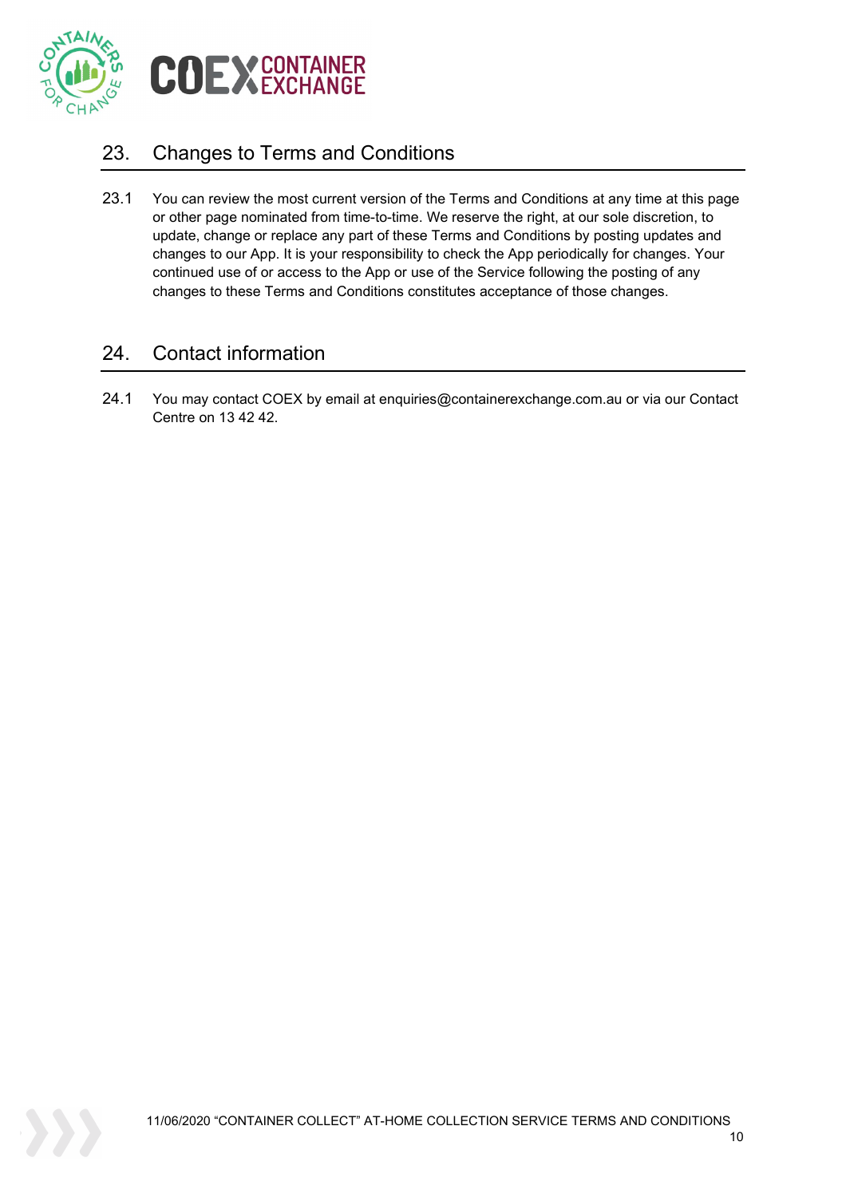## 23. Changes to Terms and Conditions

23.1 You can review the most current version of the Terms and Conditions at any time at this page or other page nominated from time-to-time. We reserve the right, at our sole discretion, to update, change or replace any part of these Terms and Conditions by posting updates and changes to our App. It is your responsibility to check the App periodically for changes. Your continued use of or access to the App or use of the Service following the posting of any changes to these Terms and Conditions constitutes acceptance of those changes.

## 24. Contact information

24.1 You may contact COEX by email at enquiries@containerexchange.com.au or via our Contact Centre on 13 42 42.